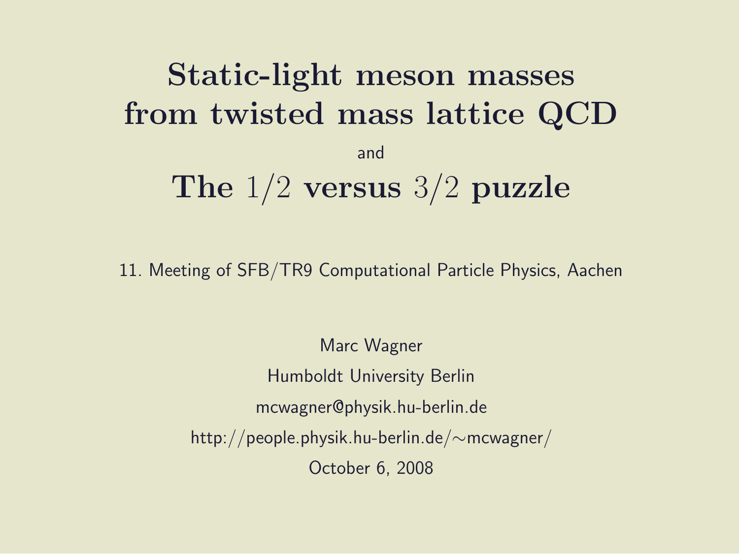# Static-light meson masses from twisted mass lattice QCD

and

# The $1/2$ versus $3/2$ puzzle

11. Meeting of SFB/TR9 Computational Particle Physics, Aachen

Marc Wagner

Humboldt University Berlin

mcwagner@physik.hu-berlin.de

http://people.physik.hu-berlin.de/∼mcwagner/

October 6, 2008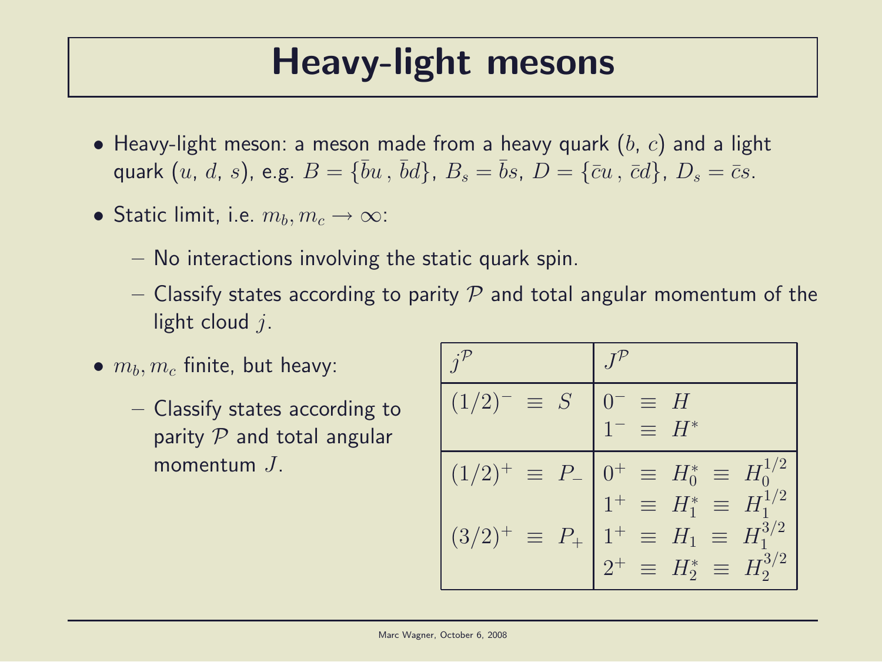# Heavy-light mesons

- Heavy-light meson: a meson made from a heavy quark ($b$, $c$) and a light quark ($u$, $d$, $s$), e.g. $B = \{\bar{b}u\,,\,\bar{b}d\}$, $B_s = \bar{b}s$, $D = \{\bar{c}u\,,\,\bar{c}d\}$, $D_s = \bar{c}s$.
- Static limit, i.e. $m_b, m_c \rightarrow \infty$:
  - No interactions involving the static quark spin.
  - Classify states according to parity $\mathcal{P}$ and total angular momentum of the light cloud $j$.
- $m_b, m_c$ finite, but heavy:
  - Classify states according to parity $\mathcal{P}$ and total angular momentum $J$.

| $j^{\mathcal{P}}$ | $J^{\mathcal{P}}$ |
|---|---|
| $(1/2)^- \equiv S$ | $0^- \equiv H$ |
| | $1^- \equiv H^*$ |
| $(1/2)^+ \equiv P_-$ | $0^+ \equiv H_0^* \equiv H_0^{1/2}$ |
| | $1^+ \equiv H_1^* \equiv H_1^{1/2}$ |
| $(3/2)^+ \equiv P_+$ | $1^+ \equiv H_1 \equiv H_1^{3/2}$ |
| | $2^+ \equiv H_2^* \equiv H_2^{3/2}$ |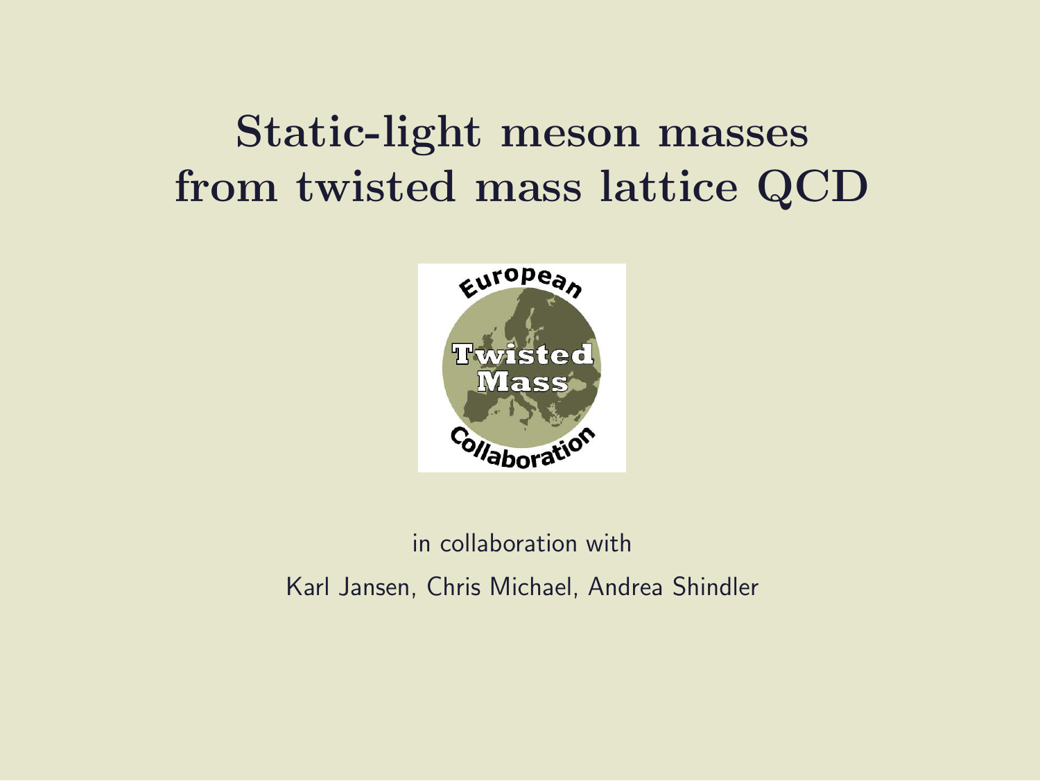# Static-light meson masses from twisted mass lattice QCD

in collaboration with

Karl Jansen, Chris Michael, Andrea Shindler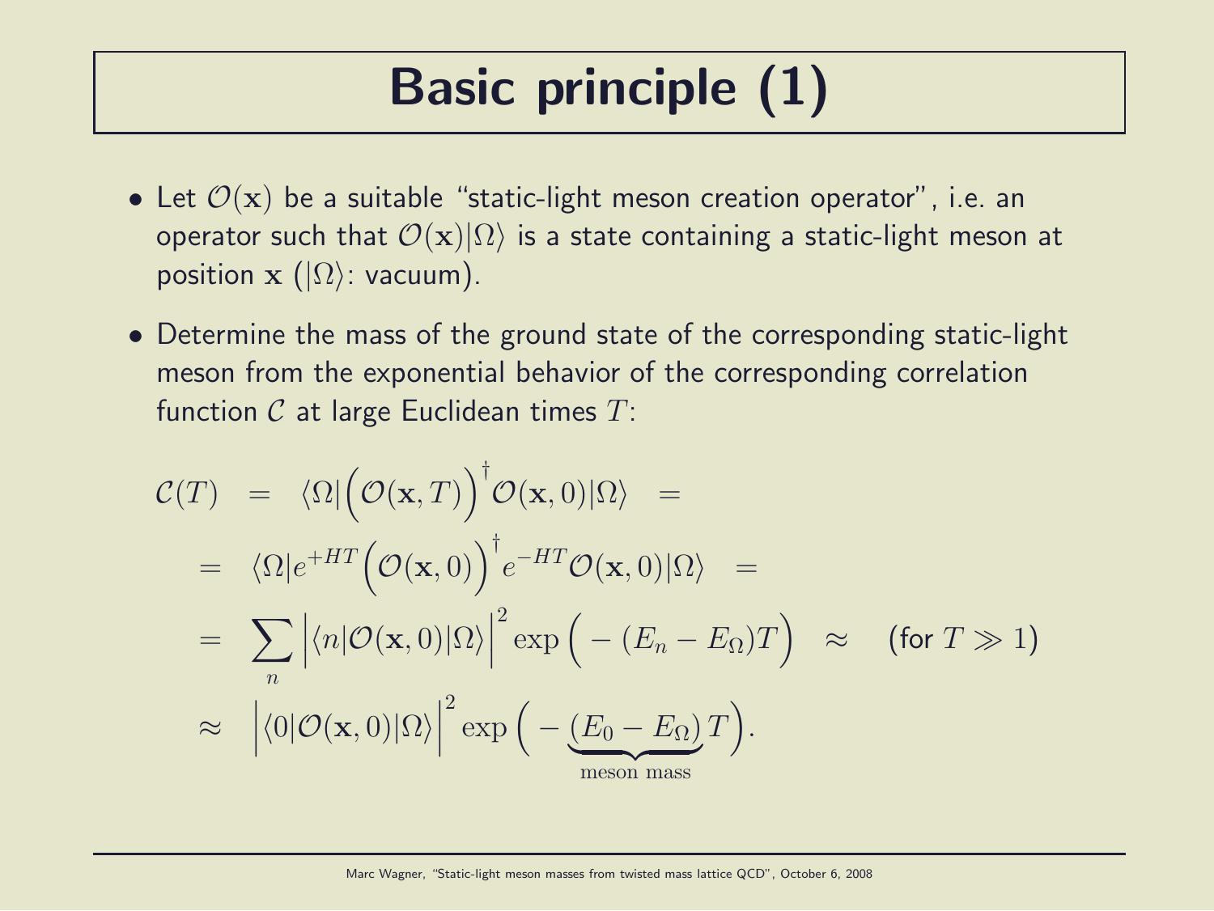# Basic principle (1)

- Let $\mathcal{O}(\mathbf{x})$ be a suitable "static-light meson creation operator", i.e. an operator such that $\mathcal{O}(\mathbf{x})|\Omega\rangle$ is a state containing a static-light meson at position $\mathbf{x}$ ($|\Omega\rangle$: vacuum).

- Determine the mass of the ground state of the corresponding static-light meson from the exponential behavior of the corresponding correlation function $\mathcal{C}$ at large Euclidean times $T$:

$$
\begin{aligned}
\mathcal{C}(T) &= \langle\Omega|\Big(\mathcal{O}(\mathbf{x},T)\Big)^\dagger \mathcal{O}(\mathbf{x},0)|\Omega\rangle = \\
&= \langle\Omega|e^{+HT}\Big(\mathcal{O}(\mathbf{x},0)\Big)^\dagger e^{-HT}\mathcal{O}(\mathbf{x},0)|\Omega\rangle = \\
&= \sum_n \Big|\langle n|\mathcal{O}(\mathbf{x},0)|\Omega\rangle\Big|^2 \exp\Big(-(E_n - E_\Omega)T\Big) \approx \quad \text{(for } T \gg 1\text{)} \\
&\approx \Big|\langle 0|\mathcal{O}(\mathbf{x},0)|\Omega\rangle\Big|^2 \exp\Big(-\underbrace{(E_0 - E_\Omega)}_{\text{meson mass}}T\Big).
\end{aligned}
$$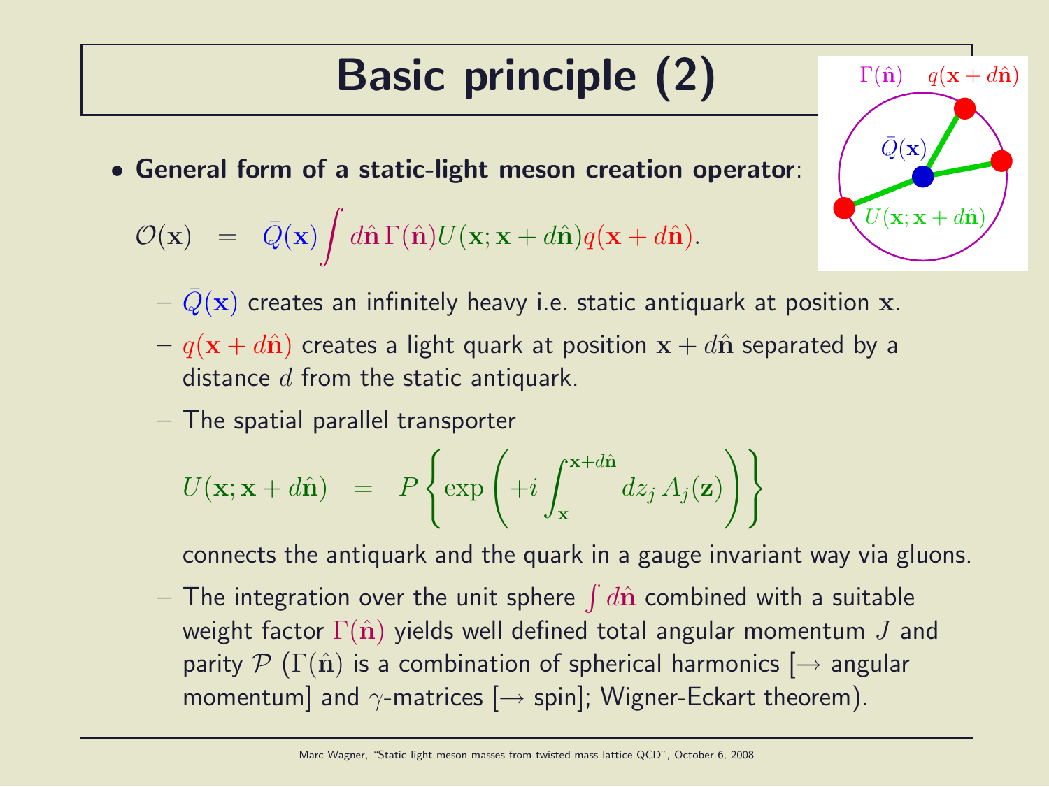# Basic principle (2)

- **General form of a static-light meson creation operator**:

$$\mathcal{O}(\mathbf{x}) \quad = \quad \bar{Q}(\mathbf{x}) \int d\hat{\mathbf{n}}\, \Gamma(\hat{\mathbf{n}}) U(\mathbf{x}; \mathbf{x} + d\hat{\mathbf{n}}) q(\mathbf{x} + d\hat{\mathbf{n}}).$$

  - $\bar{Q}(\mathbf{x})$ creates an infinitely heavy i.e. static antiquark at position $\mathbf{x}$.
  - $q(\mathbf{x} + d\hat{\mathbf{n}})$ creates a light quark at position $\mathbf{x} + d\hat{\mathbf{n}}$ separated by a distance $d$ from the static antiquark.
  - The spatial parallel transporter

$$U(\mathbf{x}; \mathbf{x} + d\hat{\mathbf{n}}) \quad = \quad P \left\{ \exp\left( +i \int_{\mathbf{x}}^{\mathbf{x}+d\hat{\mathbf{n}}} dz_j\, A_j(\mathbf{z}) \right) \right\}$$

    connects the antiquark and the quark in a gauge invariant way via gluons.
  - The integration over the unit sphere $\int d\hat{\mathbf{n}}$ combined with a suitable weight factor $\Gamma(\hat{\mathbf{n}})$ yields well defined total angular momentum $J$ and parity $\mathcal{P}$ ($\Gamma(\hat{\mathbf{n}})$ is a combination of spherical harmonics [→ angular momentum] and $\gamma$-matrices [→ spin]; Wigner-Eckart theorem).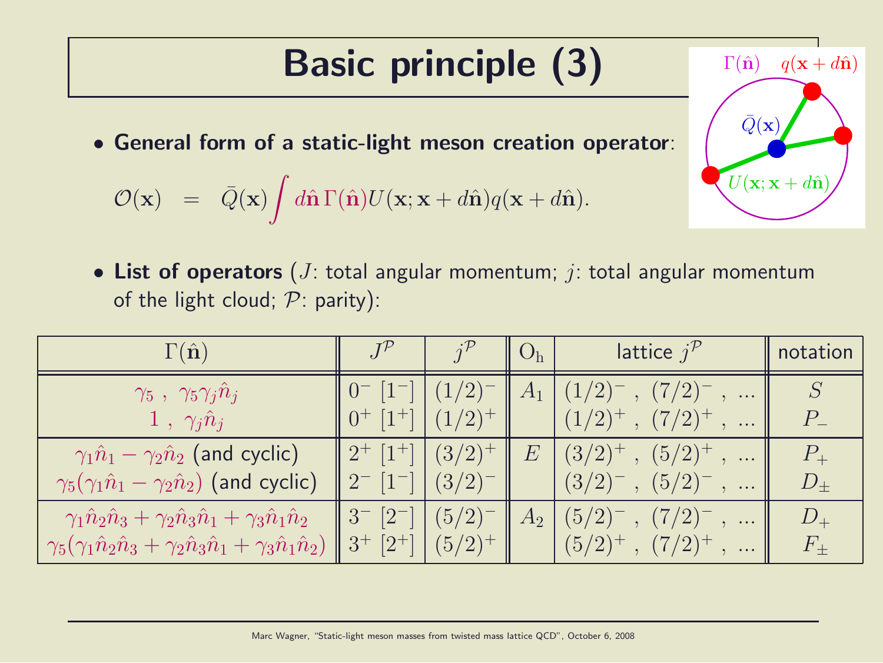# Basic principle (3)

- **General form of a static-light meson creation operator**:

$$\mathcal{O}(\mathbf{x}) \;\; = \;\; \bar{Q}(\mathbf{x}) \int d\hat{\mathbf{n}}\, \Gamma(\hat{\mathbf{n}}) U(\mathbf{x}; \mathbf{x} + d\hat{\mathbf{n}}) q(\mathbf{x} + d\hat{\mathbf{n}}).$$

- **List of operators** ($J$: total angular momentum; $j$: total angular momentum of the light cloud; $\mathcal{P}$: parity):

| $\Gamma(\hat{\mathbf{n}})$ | $J^{\mathcal{P}}$ | $j^{\mathcal{P}}$ | $\mathrm{O_h}$ | lattice $j^{\mathcal{P}}$ | notation |
|---|---|---|---|---|---|
| $\gamma_5$ , $\gamma_5 \gamma_j \hat{n}_j$ | $0^-$ $[1^-]$ | $(1/2)^-$ | $A_1$ | $(1/2)^-$ , $(7/2)^-$ , ... | $S$ |
| $1$ , $\gamma_j \hat{n}_j$ | $0^+$ $[1^+]$ | $(1/2)^+$ | | $(1/2)^+$ , $(7/2)^+$ , ... | $P_-$ |
| $\gamma_1 \hat{n}_1 - \gamma_2 \hat{n}_2$ (and cyclic) | $2^+$ $[1^+]$ | $(3/2)^+$ | $E$ | $(3/2)^+$ , $(5/2)^+$ , ... | $P_+$ |
| $\gamma_5(\gamma_1 \hat{n}_1 - \gamma_2 \hat{n}_2)$ (and cyclic) | $2^-$ $[1^-]$ | $(3/2)^-$ | | $(3/2)^-$ , $(5/2)^-$ , ... | $D_\pm$ |
| $\gamma_1 \hat{n}_2 \hat{n}_3 + \gamma_2 \hat{n}_3 \hat{n}_1 + \gamma_3 \hat{n}_1 \hat{n}_2$ | $3^-$ $[2^-]$ | $(5/2)^-$ | $A_2$ | $(5/2)^-$ , $(7/2)^-$ , ... | $D_+$ |
| $\gamma_5(\gamma_1 \hat{n}_2 \hat{n}_3 + \gamma_2 \hat{n}_3 \hat{n}_1 + \gamma_3 \hat{n}_1 \hat{n}_2)$ | $3^+$ $[2^+]$ | $(5/2)^+$ | | $(5/2)^+$ , $(7/2)^+$ , ... | $F_\pm$ |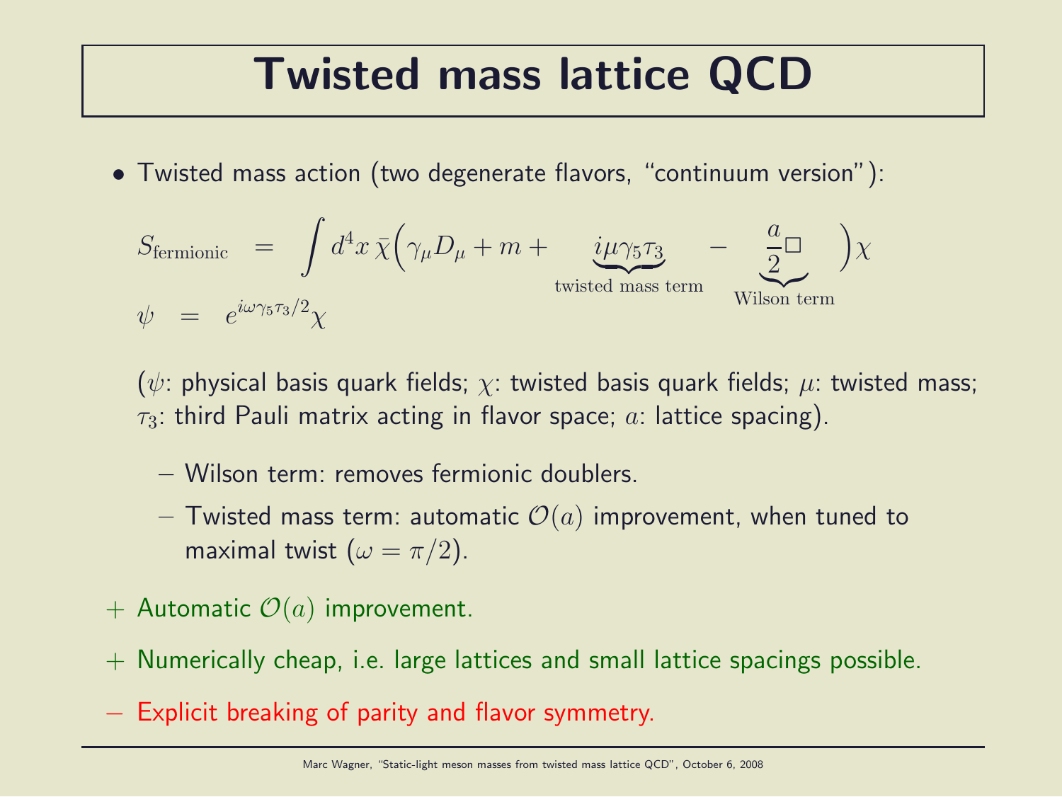# Twisted mass lattice QCD

- Twisted mass action (two degenerate flavors, "continuum version"):

$$S_{\text{fermionic}} = \int d^4x \, \bar{\chi}\Big(\gamma_\mu D_\mu + m + \underbrace{i\mu\gamma_5\tau_3}_{\text{twisted mass term}} - \underbrace{\frac{a}{2}\Box}_{\text{Wilson term}}\Big)\chi$$

$$\psi = e^{i\omega\gamma_5\tau_3/2}\chi$$

($\psi$: physical basis quark fields; $\chi$: twisted basis quark fields; $\mu$: twisted mass; $\tau_3$: third Pauli matrix acting in flavor space; $a$: lattice spacing).

  - Wilson term: removes fermionic doublers.
  - Twisted mass term: automatic $\mathcal{O}(a)$ improvement, when tuned to maximal twist ($\omega = \pi/2$).

+ Automatic $\mathcal{O}(a)$ improvement.

+ Numerically cheap, i.e. large lattices and small lattice spacings possible.

− Explicit breaking of parity and flavor symmetry.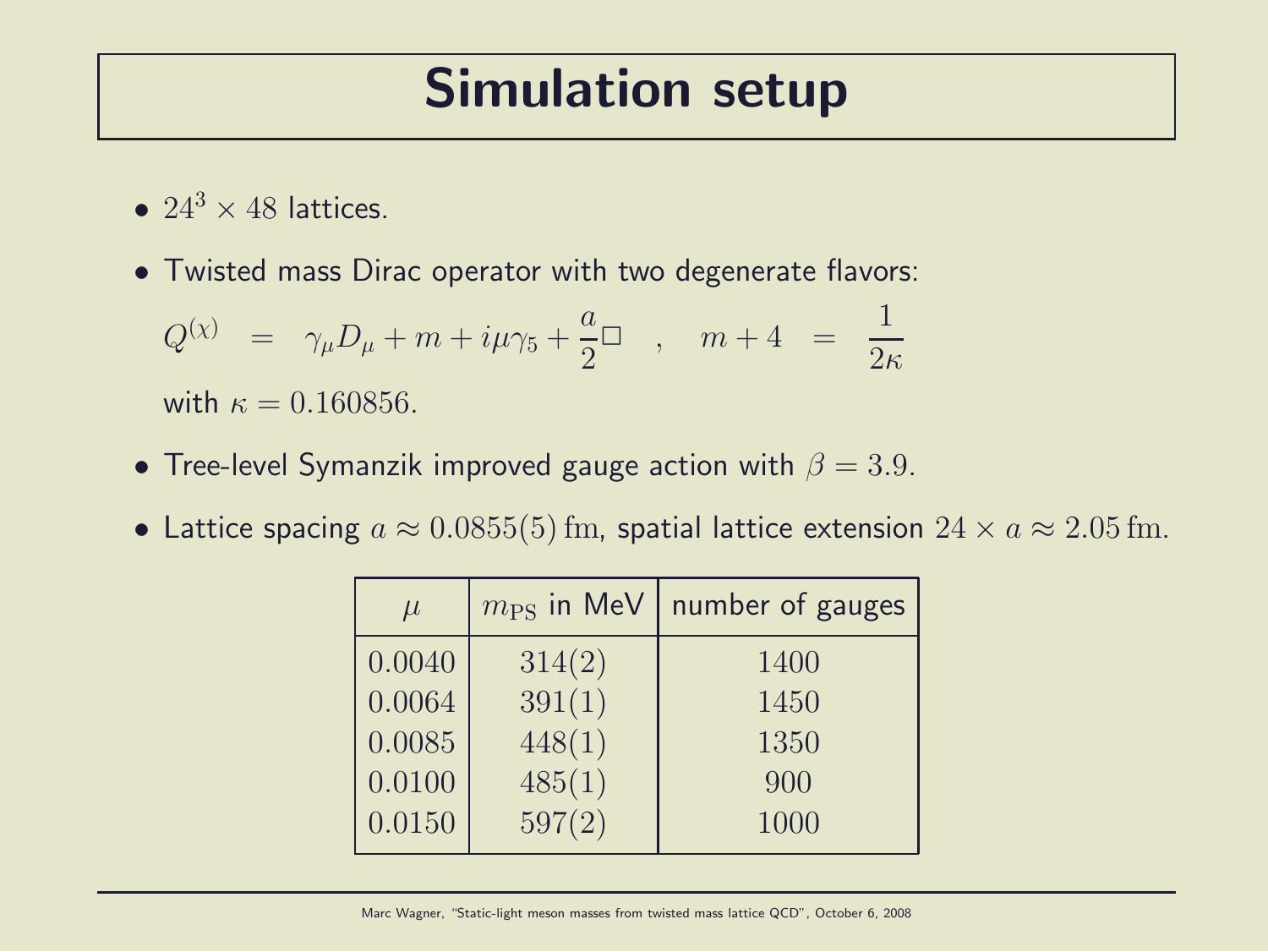# Simulation setup

- $24^3 \times 48$ lattices.
- Twisted mass Dirac operator with two degenerate flavors:

  $$Q^{(\chi)} \;=\; \gamma_\mu D_\mu + m + i\mu\gamma_5 + \frac{a}{2}\Box \quad , \quad m + 4 \;=\; \frac{1}{2\kappa}$$

  with $\kappa = 0.160856$.
- Tree-level Symanzik improved gauge action with $\beta = 3.9$.
- Lattice spacing $a \approx 0.0855(5)\,\mathrm{fm}$, spatial lattice extension $24 \times a \approx 2.05\,\mathrm{fm}$.

| $\mu$ | $m_{\mathrm{PS}}$ in MeV | number of gauges |
|---|---|---|
| $0.0040$ | $314(2)$ | $1400$ |
| $0.0064$ | $391(1)$ | $1450$ |
| $0.0085$ | $448(1)$ | $1350$ |
| $0.0100$ | $485(1)$ | $900$ |
| $0.0150$ | $597(2)$ | $1000$ |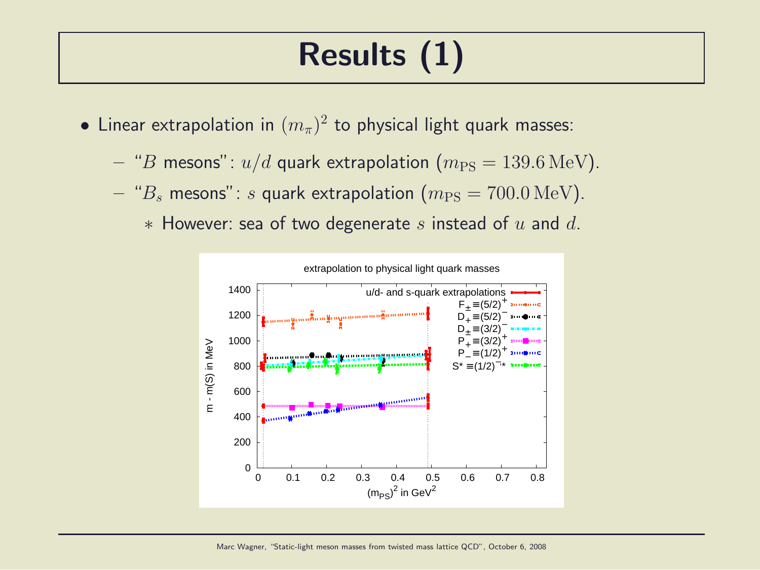# Results (1)

- Linear extrapolation in $(m_\pi)^2$ to physical light quark masses:
  - "$B$ mesons": $u/d$ quark extrapolation ($m_{\mathrm{PS}} = 139.6\,\mathrm{MeV}$).
  - "$B_s$ mesons": $s$ quark extrapolation ($m_{\mathrm{PS}} = 700.0\,\mathrm{MeV}$).
    - However: sea of two degenerate $s$ instead of $u$ and $d$.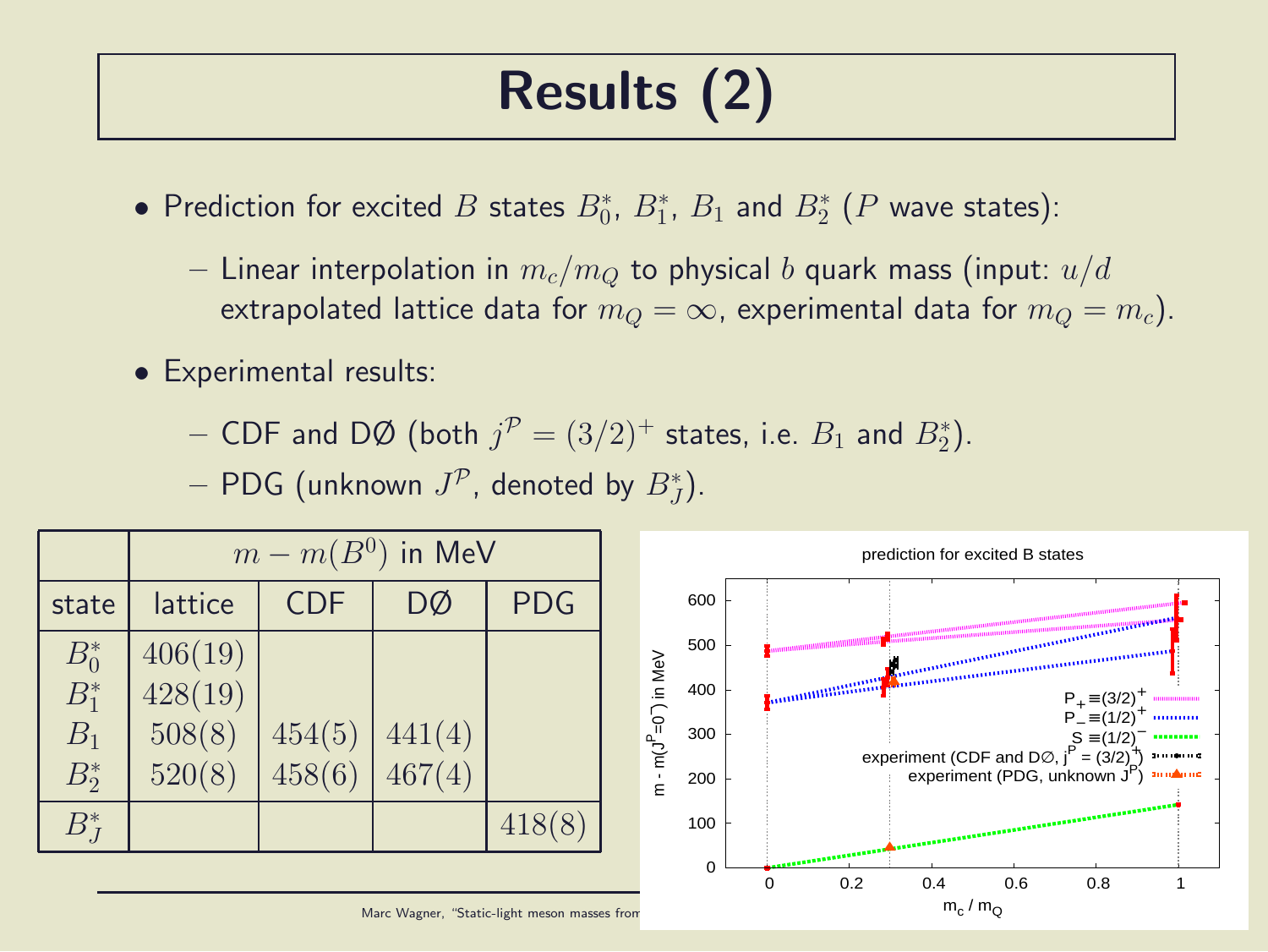# Results (2)

- Prediction for excited $B$ states $B_0^*$, $B_1^*$, $B_1$ and $B_2^*$ ($P$ wave states):
  - Linear interpolation in $m_c/m_Q$ to physical $b$ quark mass (input: $u/d$ extrapolated lattice data for $m_Q = \infty$, experimental data for $m_Q = m_c$).
- Experimental results:
  - CDF and DØ (both $j^{\mathcal{P}} = (3/2)^+$ states, i.e. $B_1$ and $B_2^*$).
  - PDG (unknown $J^{\mathcal{P}}$, denoted by $B_J^*$).

| | $m - m(B^0)$ in MeV | | | |
|---|---|---|---|---|
| state | lattice | CDF | DØ | PDG |
| $B_0^*$ | $406(19)$ | | | |
| $B_1^*$ | $428(19)$ | | | |
| $B_1$ | $508(8)$ | $454(5)$ | $441(4)$ | |
| $B_2^*$ | $520(8)$ | $458(6)$ | $467(4)$ | |
| $B_J^*$ | | | | $418(8)$ |

Marc Wagner, "Static-light meson masses from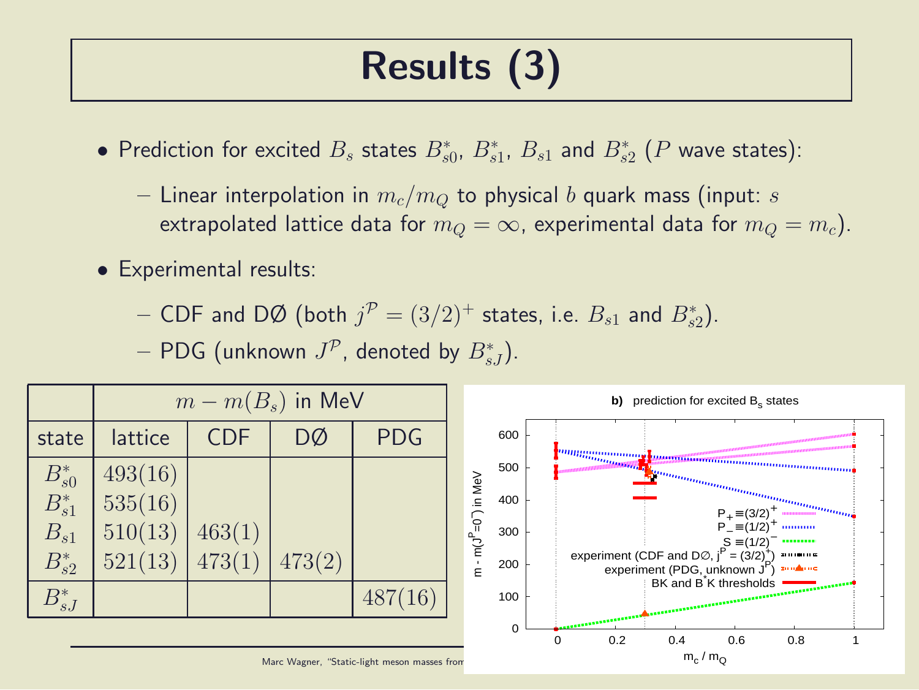# Results (3)

- Prediction for excited $B_s$ states $B_{s0}^*$, $B_{s1}^*$, $B_{s1}$ and $B_{s2}^*$ ($P$ wave states):
  - Linear interpolation in $m_c/m_Q$ to physical $b$ quark mass (input: $s$ extrapolated lattice data for $m_Q = \infty$, experimental data for $m_Q = m_c$).
- Experimental results:
  - CDF and DØ (both $j^{\mathcal{P}} = (3/2)^+$ states, i.e. $B_{s1}$ and $B_{s2}^*$).
  - PDG (unknown $J^{\mathcal{P}}$, denoted by $B_{sJ}^*$).

| | $m - m(B_s)$ in MeV | | | |
|---|---|---|---|---|
| state | lattice | CDF | DØ | PDG |
| $B_{s0}^*$ | $493(16)$ | | | |
| $B_{s1}^*$ | $535(16)$ | | | |
| $B_{s1}$ | $510(13)$ | $463(1)$ | | |
| $B_{s2}^*$ | $521(13)$ | $473(1)$ | $473(2)$ | |
| $B_{sJ}^*$ | | | | $487(16)$ |

**b)** prediction for excited $B_s$ states

(Plot: $m - m(J^P=0^-)$ in MeV vs. $m_c / m_Q$; legend: $P_+ \equiv (3/2)^+$, $P_- \equiv (1/2)^+$, $S \equiv (1/2)^-$, experiment (CDF and DØ, $j^P = (3/2)^+$), experiment (PDG, unknown $J^P$), BK and $B^*K$ thresholds)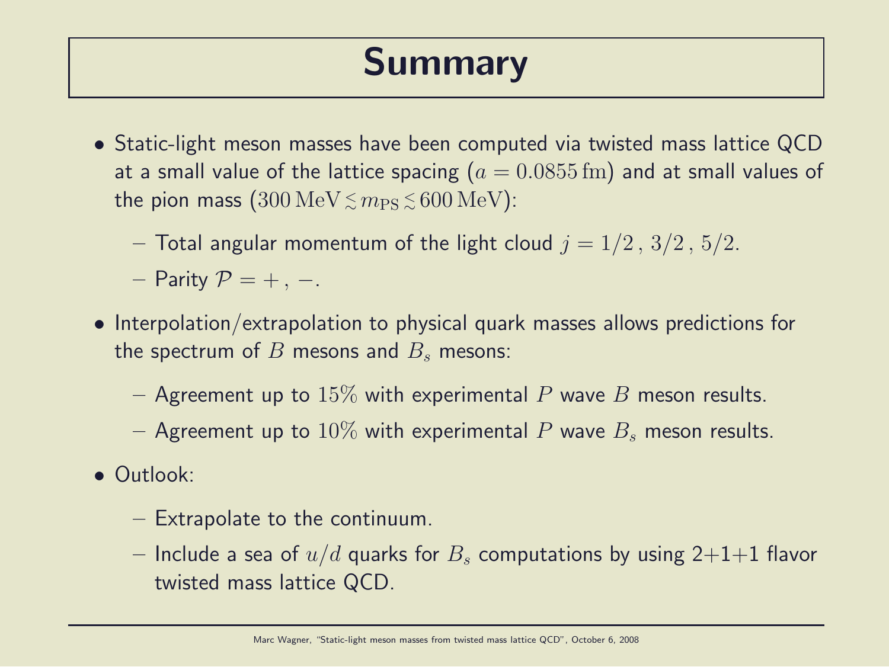# Summary

- Static-light meson masses have been computed via twisted mass lattice QCD at a small value of the lattice spacing ($a = 0.0855\,\mathrm{fm}$) and at small values of the pion mass ($300\,\mathrm{MeV} \lesssim m_{\mathrm{PS}} \lesssim 600\,\mathrm{MeV}$):
  - Total angular momentum of the light cloud $j = 1/2\,,\,3/2\,,\,5/2$.
  - Parity $\mathcal{P} = +\,,\,-$.
- Interpolation/extrapolation to physical quark masses allows predictions for the spectrum of $B$ mesons and $B_s$ mesons:
  - Agreement up to $15\%$ with experimental $P$ wave $B$ meson results.
  - Agreement up to $10\%$ with experimental $P$ wave $B_s$ meson results.
- Outlook:
  - Extrapolate to the continuum.
  - Include a sea of $u/d$ quarks for $B_s$ computations by using 2+1+1 flavor twisted mass lattice QCD.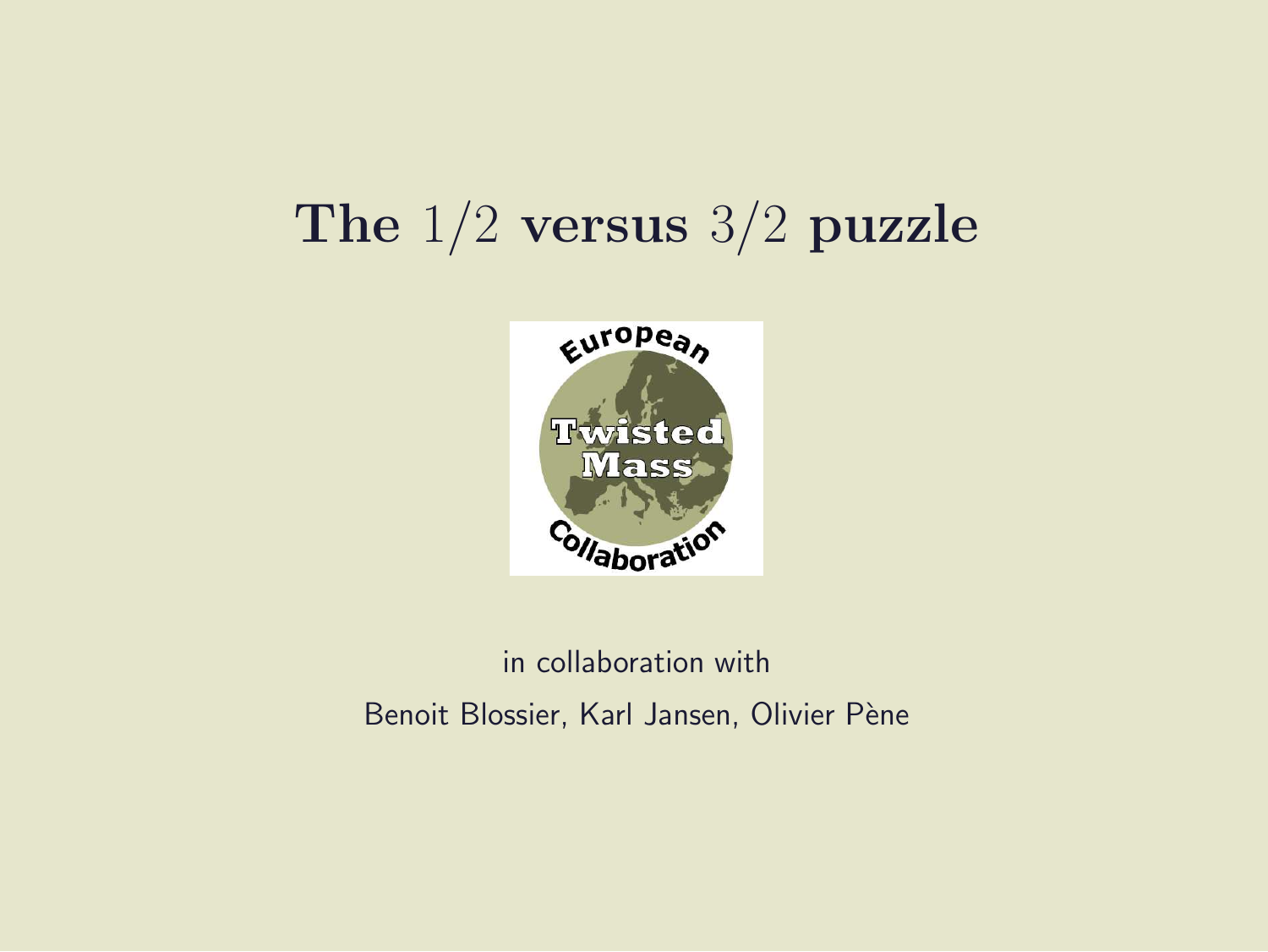# The $1/2$ versus $3/2$ puzzle

in collaboration with

Benoit Blossier, Karl Jansen, Olivier Pène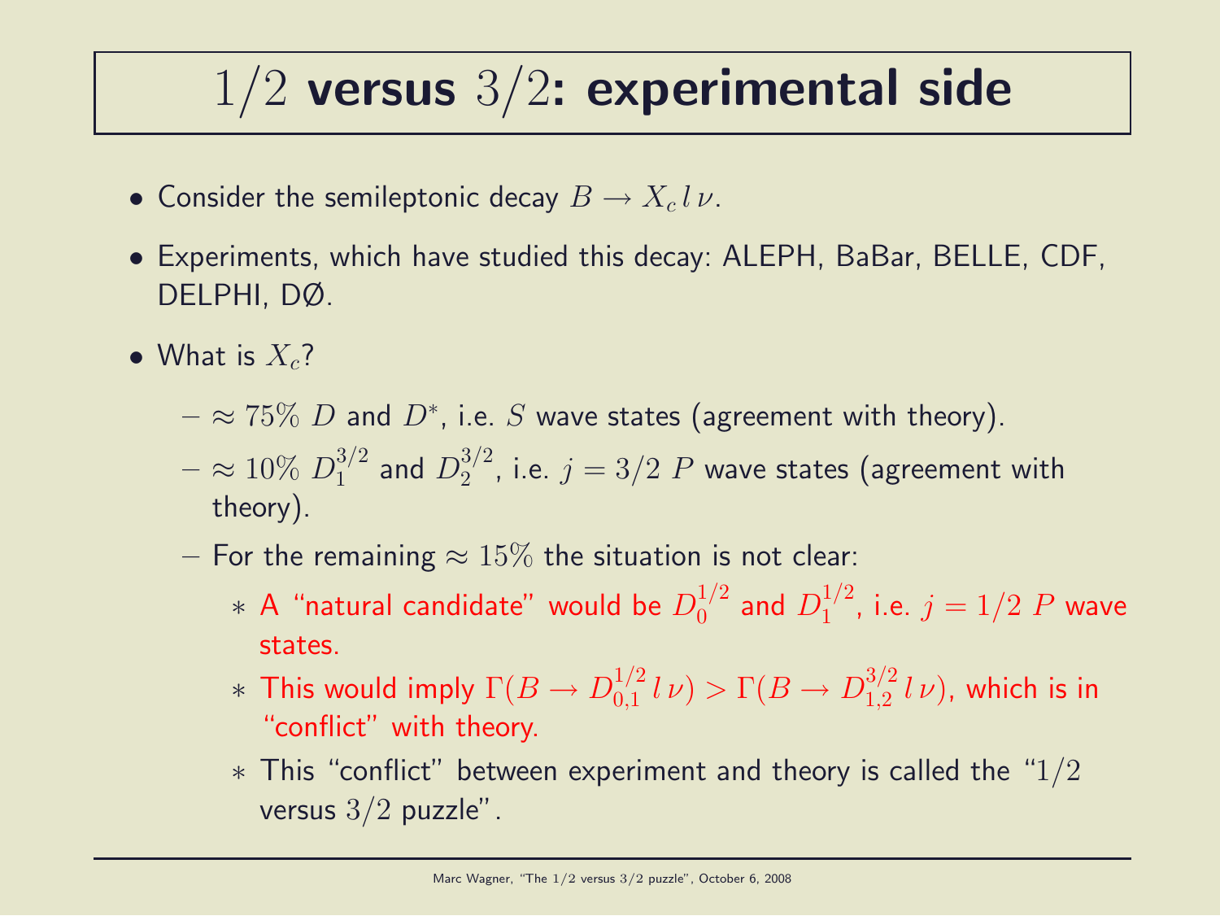# $1/2$ versus $3/2$: experimental side

- Consider the semileptonic decay $B \rightarrow X_c \, l \, \nu$.
- Experiments, which have studied this decay: ALEPH, BaBar, BELLE, CDF, DELPHI, DØ.
- What is $X_c$?
  - $\approx 75\%$ $D$ and $D^*$, i.e. $S$ wave states (agreement with theory).
  - $\approx 10\%$ $D_1^{3/2}$ and $D_2^{3/2}$, i.e. $j = 3/2$ $P$ wave states (agreement with theory).
  - For the remaining $\approx 15\%$ the situation is not clear:
    * A "natural candidate" would be $D_0^{1/2}$ and $D_1^{1/2}$, i.e. $j = 1/2$ $P$ wave states.
    * This would imply $\Gamma(B \rightarrow D_{0,1}^{1/2} \, l \, \nu) > \Gamma(B \rightarrow D_{1,2}^{3/2} \, l \, \nu)$, which is in "conflict" with theory.
    * This "conflict" between experiment and theory is called the "$1/2$ versus $3/2$ puzzle".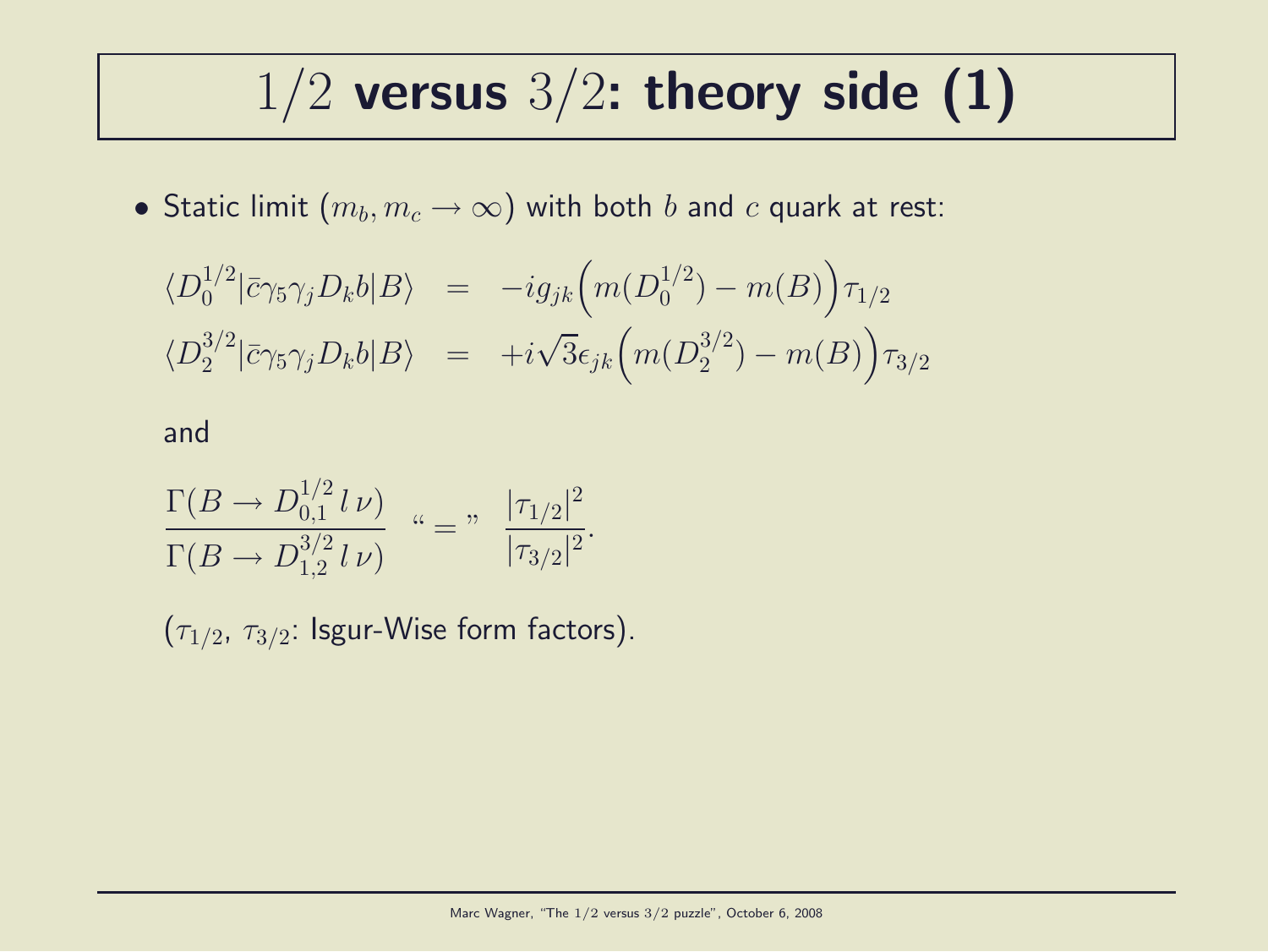# $1/2$ versus $3/2$: theory side (1)

- Static limit ($m_b, m_c \to \infty$) with both $b$ and $c$ quark at rest:

$$\langle D_0^{1/2}|\bar{c}\gamma_5\gamma_j D_k b|B\rangle \;\; = \;\; -ig_{jk}\Big(m(D_0^{1/2}) - m(B)\Big)\tau_{1/2}$$

$$\langle D_2^{3/2}|\bar{c}\gamma_5\gamma_j D_k b|B\rangle \;\; = \;\; +i\sqrt{3}\epsilon_{jk}\Big(m(D_2^{3/2}) - m(B)\Big)\tau_{3/2}$$

  and

$$\frac{\Gamma(B \to D_{0,1}^{1/2}\, l\, \nu)}{\Gamma(B \to D_{1,2}^{3/2}\, l\, \nu)} \;\; \text{“}=\text{”} \;\; \frac{|\tau_{1/2}|^2}{|\tau_{3/2}|^2}.$$

  ($\tau_{1/2}$, $\tau_{3/2}$: Isgur-Wise form factors).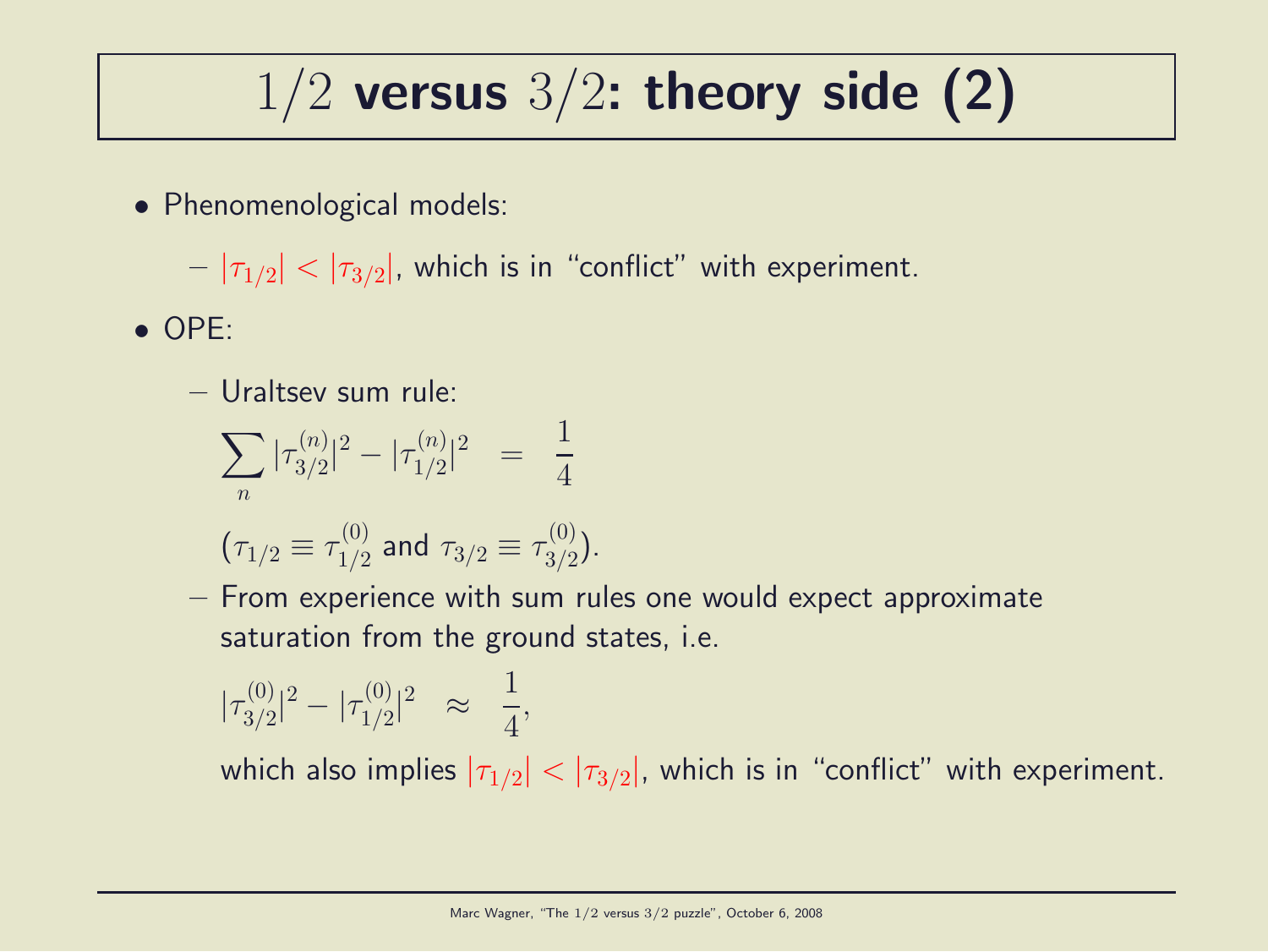# $1/2$ versus $3/2$: theory side (2)

- Phenomenological models:
  - $|\tau_{1/2}| < |\tau_{3/2}|$, which is in "conflict" with experiment.
- OPE:
  - Uraltsev sum rule:

    $$\sum_n |\tau_{3/2}^{(n)}|^2 - |\tau_{1/2}^{(n)}|^2 \quad = \quad \frac{1}{4}$$

    ($\tau_{1/2} \equiv \tau_{1/2}^{(0)}$ and $\tau_{3/2} \equiv \tau_{3/2}^{(0)}$).
  - From experience with sum rules one would expect approximate saturation from the ground states, i.e.

    $$|\tau_{3/2}^{(0)}|^2 - |\tau_{1/2}^{(0)}|^2 \quad \approx \quad \frac{1}{4},$$

    which also implies $|\tau_{1/2}| < |\tau_{3/2}|$, which is in "conflict" with experiment.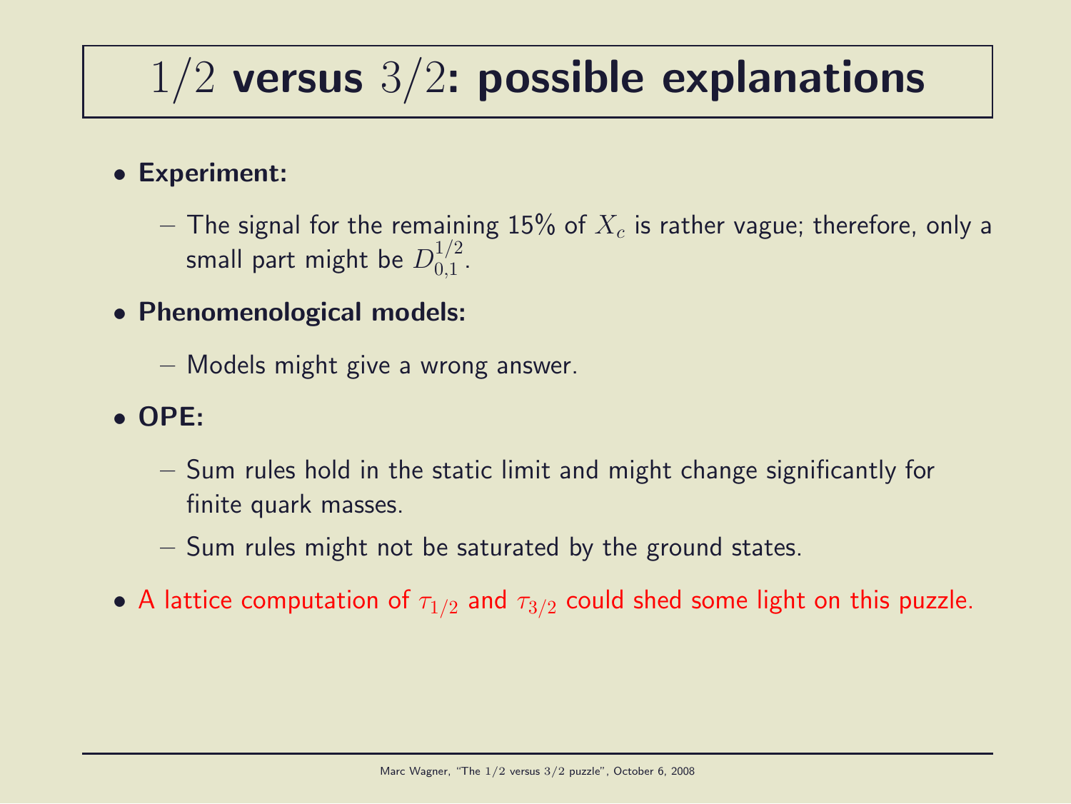# $1/2$ versus $3/2$: possible explanations

- **Experiment:**
  - The signal for the remaining 15% of $X_c$ is rather vague; therefore, only a small part might be $D_{0,1}^{1/2}$.
- **Phenomenological models:**
  - Models might give a wrong answer.
- **OPE:**
  - Sum rules hold in the static limit and might change significantly for finite quark masses.
  - Sum rules might not be saturated by the ground states.
- A lattice computation of $\tau_{1/2}$ and $\tau_{3/2}$ could shed some light on this puzzle.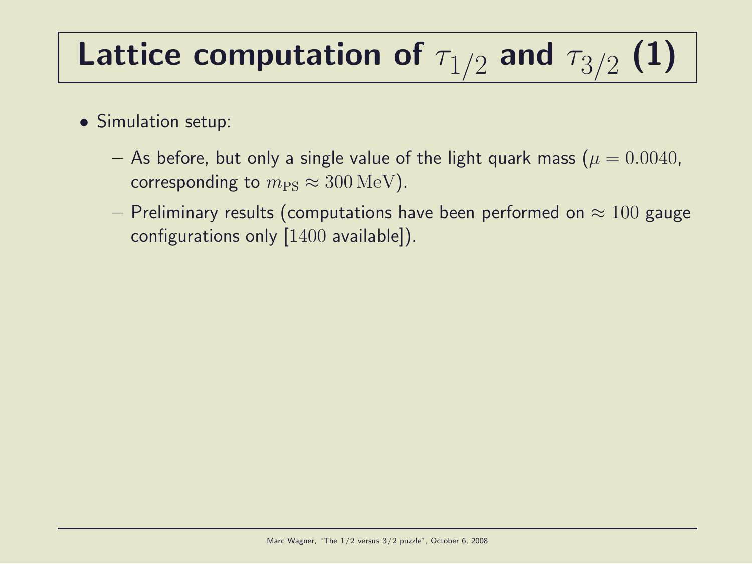# Lattice computation of $\tau_{1/2}$ and $\tau_{3/2}$ (1)

- Simulation setup:
  - As before, but only a single value of the light quark mass ($\mu = 0.0040$, corresponding to $m_{\mathrm{PS}} \approx 300\,\mathrm{MeV}$).
  - Preliminary results (computations have been performed on $\approx 100$ gauge configurations only [$1400$ available]).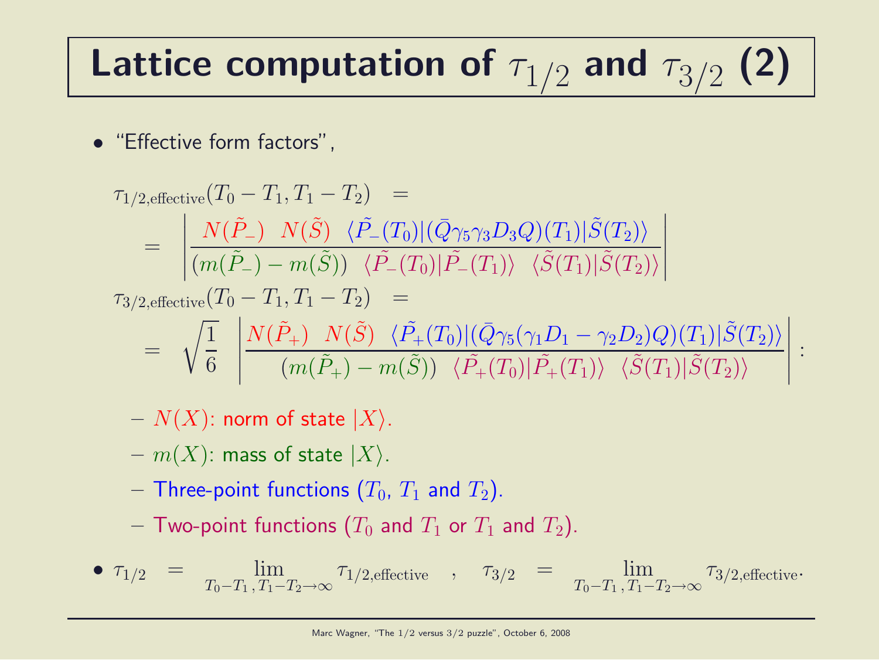# Lattice computation of $\tau_{1/2}$ and $\tau_{3/2}$ (2)

- "Effective form factors",

$$\tau_{1/2,\text{effective}}(T_0 - T_1, T_1 - T_2) =$$

$$= \left| \frac{N(\tilde{P}_-) \;\; N(\tilde{S}) \;\; \langle \tilde{P}_-(T_0) | (\bar{Q}\gamma_5\gamma_3 D_3 Q)(T_1) | \tilde{S}(T_2) \rangle}{(m(\tilde{P}_-) - m(\tilde{S})) \;\; \langle \tilde{P}_-(T_0) | \tilde{P}_-(T_1) \rangle \;\; \langle \tilde{S}(T_1) | \tilde{S}(T_2) \rangle} \right|$$

$$\tau_{3/2,\text{effective}}(T_0 - T_1, T_1 - T_2) =$$

$$= \sqrt{\frac{1}{6}} \left| \frac{N(\tilde{P}_+) \;\; N(\tilde{S}) \;\; \langle \tilde{P}_+(T_0) | (\bar{Q}\gamma_5(\gamma_1 D_1 - \gamma_2 D_2) Q)(T_1) | \tilde{S}(T_2) \rangle}{(m(\tilde{P}_+) - m(\tilde{S})) \;\; \langle \tilde{P}_+(T_0) | \tilde{P}_+(T_1) \rangle \;\; \langle \tilde{S}(T_1) | \tilde{S}(T_2) \rangle} \right| :$$

  - $N(X)$: norm of state $|X\rangle$.
  - $m(X)$: mass of state $|X\rangle$.
  - Three-point functions ($T_0$, $T_1$ and $T_2$).
  - Two-point functions ($T_0$ and $T_1$ or $T_1$ and $T_2$).

- $\tau_{1/2} = \lim_{T_0 - T_1 , T_1 - T_2 \rightarrow \infty} \tau_{1/2,\text{effective}}$ , $\tau_{3/2} = \lim_{T_0 - T_1 , T_1 - T_2 \rightarrow \infty} \tau_{3/2,\text{effective}}$.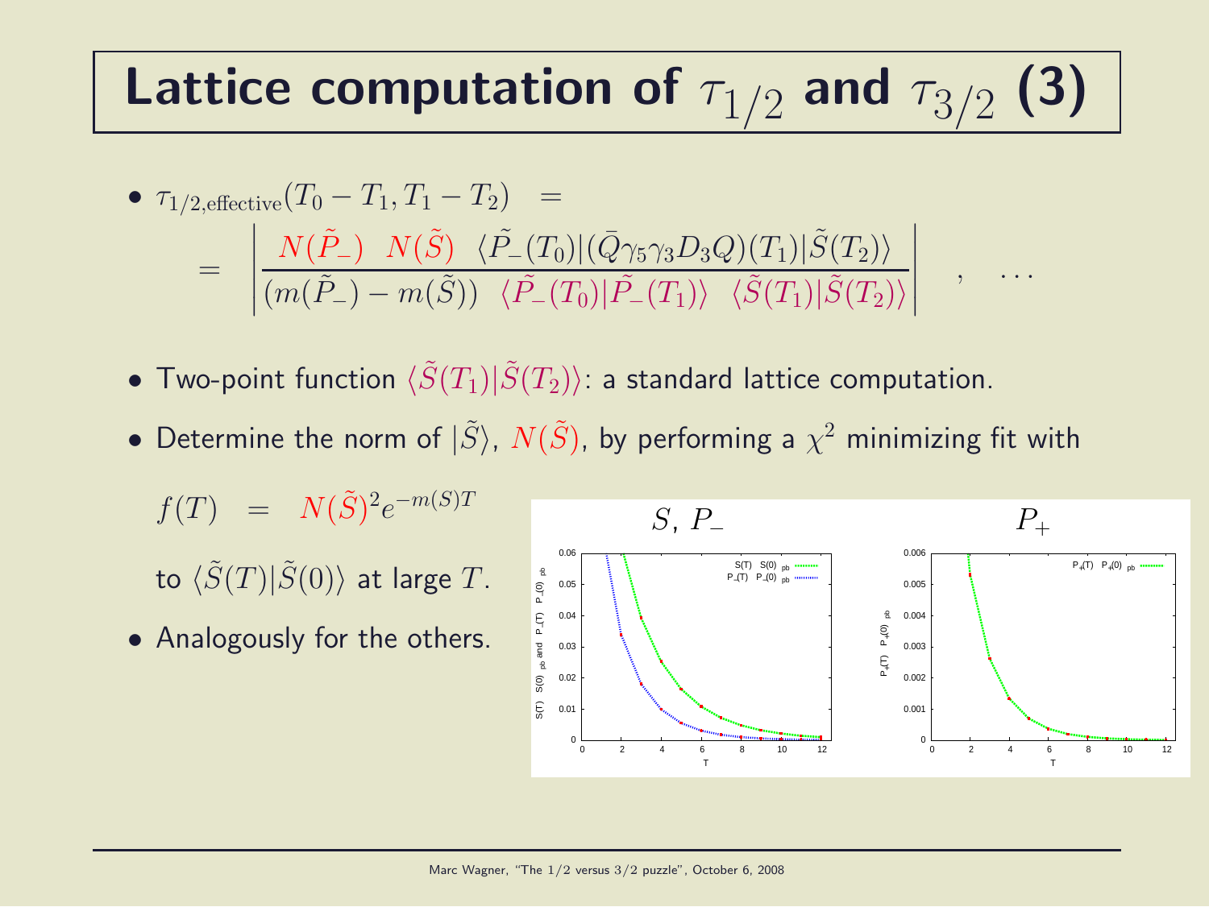# Lattice computation of $\tau_{1/2}$ and $\tau_{3/2}$ (3)

- $\tau_{1/2,\text{effective}}(T_0 - T_1, T_1 - T_2) \quad =$

$$= \left| \frac{N(\tilde{P}_-) \quad N(\tilde{S}) \quad \langle \tilde{P}_-(T_0) | (\bar{Q}\gamma_5\gamma_3 D_3 Q)(T_1) | \tilde{S}(T_2) \rangle}{(m(\tilde{P}_-) - m(\tilde{S})) \quad \langle \tilde{P}_-(T_0) | \tilde{P}_-(T_1) \rangle \quad \langle \tilde{S}(T_1) | \tilde{S}(T_2) \rangle} \right| \quad , \quad \ldots$$

- Two-point function $\langle \tilde{S}(T_1) | \tilde{S}(T_2) \rangle$: a standard lattice computation.
- Determine the norm of $|\tilde{S}\rangle$, $N(\tilde{S})$, by performing a $\chi^2$ minimizing fit with

$$f(T) \quad = \quad N(\tilde{S})^2 e^{-m(S)T}$$

to $\langle \tilde{S}(T) | \tilde{S}(0) \rangle$ at large $T$.

- Analogously for the others.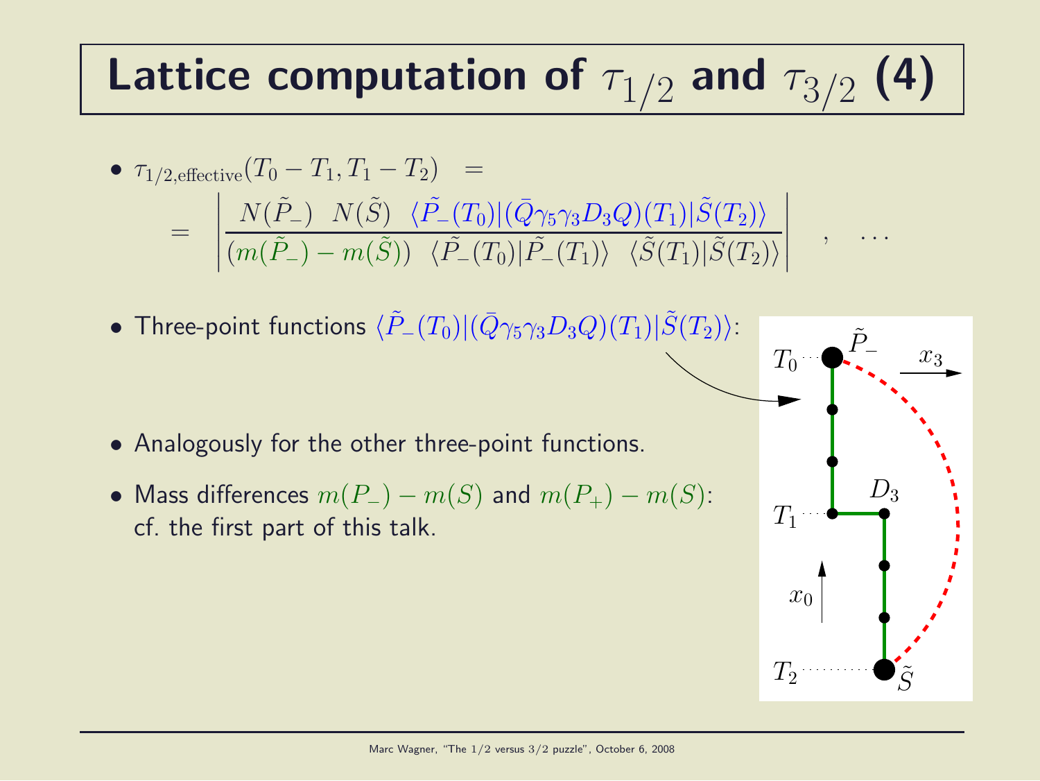# Lattice computation of $\tau_{1/2}$ and $\tau_{3/2}$ (4)

- $\tau_{1/2,\text{effective}}(T_0 - T_1, T_1 - T_2) \quad =$

$$= \left| \frac{N(\tilde{P}_-) \;\; N(\tilde{S}) \;\; \langle \tilde{P}_-(T_0) | (\bar{Q}\gamma_5\gamma_3 D_3 Q)(T_1) | \tilde{S}(T_2) \rangle}{(m(\tilde{P}_-) - m(\tilde{S})) \;\; \langle \tilde{P}_-(T_0) | \tilde{P}_-(T_1) \rangle \;\; \langle \tilde{S}(T_1) | \tilde{S}(T_2) \rangle} \right| \quad , \quad \ldots$$

- Three-point functions $\langle \tilde{P}_-(T_0) | (\bar{Q}\gamma_5\gamma_3 D_3 Q)(T_1) | \tilde{S}(T_2) \rangle$:

- Analogously for the other three-point functions.
- Mass differences $m(P_-) - m(S)$ and $m(P_+) - m(S)$: cf. the first part of this talk.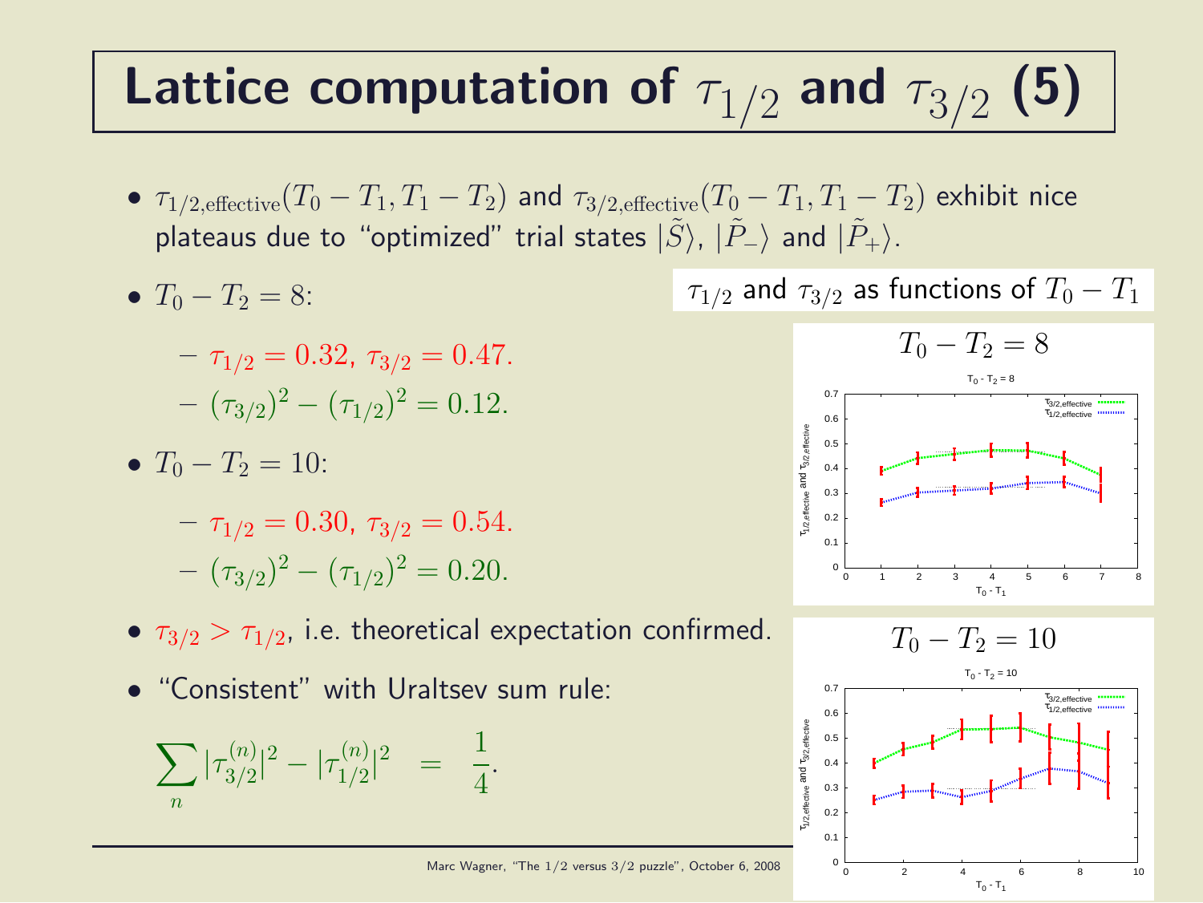# Lattice computation of $\tau_{1/2}$ and $\tau_{3/2}$ (5)

- $\tau_{1/2,\text{effective}}(T_0 - T_1, T_1 - T_2)$ and $\tau_{3/2,\text{effective}}(T_0 - T_1, T_1 - T_2)$ exhibit nice plateaus due to "optimized" trial states $|\tilde{S}\rangle$, $|\tilde{P}_-\rangle$ and $|\tilde{P}_+\rangle$.
- $T_0 - T_2 = 8$:
  - $\tau_{1/2} = 0.32$, $\tau_{3/2} = 0.47$.
  - $(\tau_{3/2})^2 - (\tau_{1/2})^2 = 0.12$.
- $T_0 - T_2 = 10$:
  - $\tau_{1/2} = 0.30$, $\tau_{3/2} = 0.54$.
  - $(\tau_{3/2})^2 - (\tau_{1/2})^2 = 0.20$.
- $\tau_{3/2} > \tau_{1/2}$, i.e. theoretical expectation confirmed.
- "Consistent" with Uraltsev sum rule:

$$\sum_n |\tau_{3/2}^{(n)}|^2 - |\tau_{1/2}^{(n)}|^2 = \frac{1}{4}.$$

$\tau_{1/2}$ and $\tau_{3/2}$ as functions of $T_0 - T_1$

$T_0 - T_2 = 8$

$T_0 - T_2 = 10$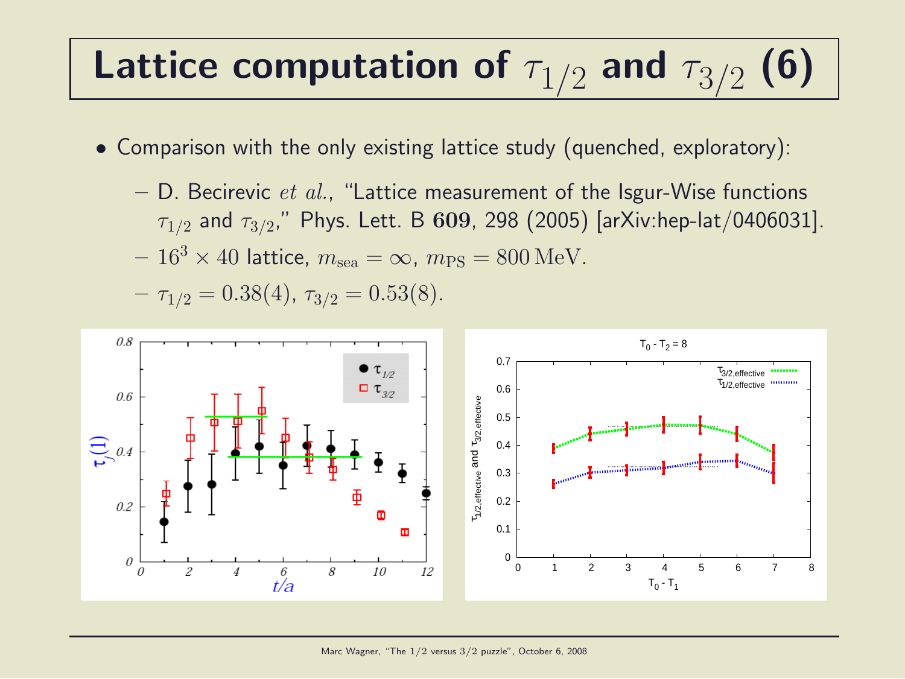# Lattice computation of $\tau_{1/2}$ and $\tau_{3/2}$ (6)

- Comparison with the only existing lattice study (quenched, exploratory):
  - D. Becirevic *et al.*, "Lattice measurement of the Isgur-Wise functions $\tau_{1/2}$ and $\tau_{3/2}$," Phys. Lett. B **609**, 298 (2005) [arXiv:hep-lat/0406031].
  - $16^3 \times 40$ lattice, $m_{\mathrm{sea}} = \infty$, $m_{\mathrm{PS}} = 800\,\mathrm{MeV}$.
  - $\tau_{1/2} = 0.38(4)$, $\tau_{3/2} = 0.53(8)$.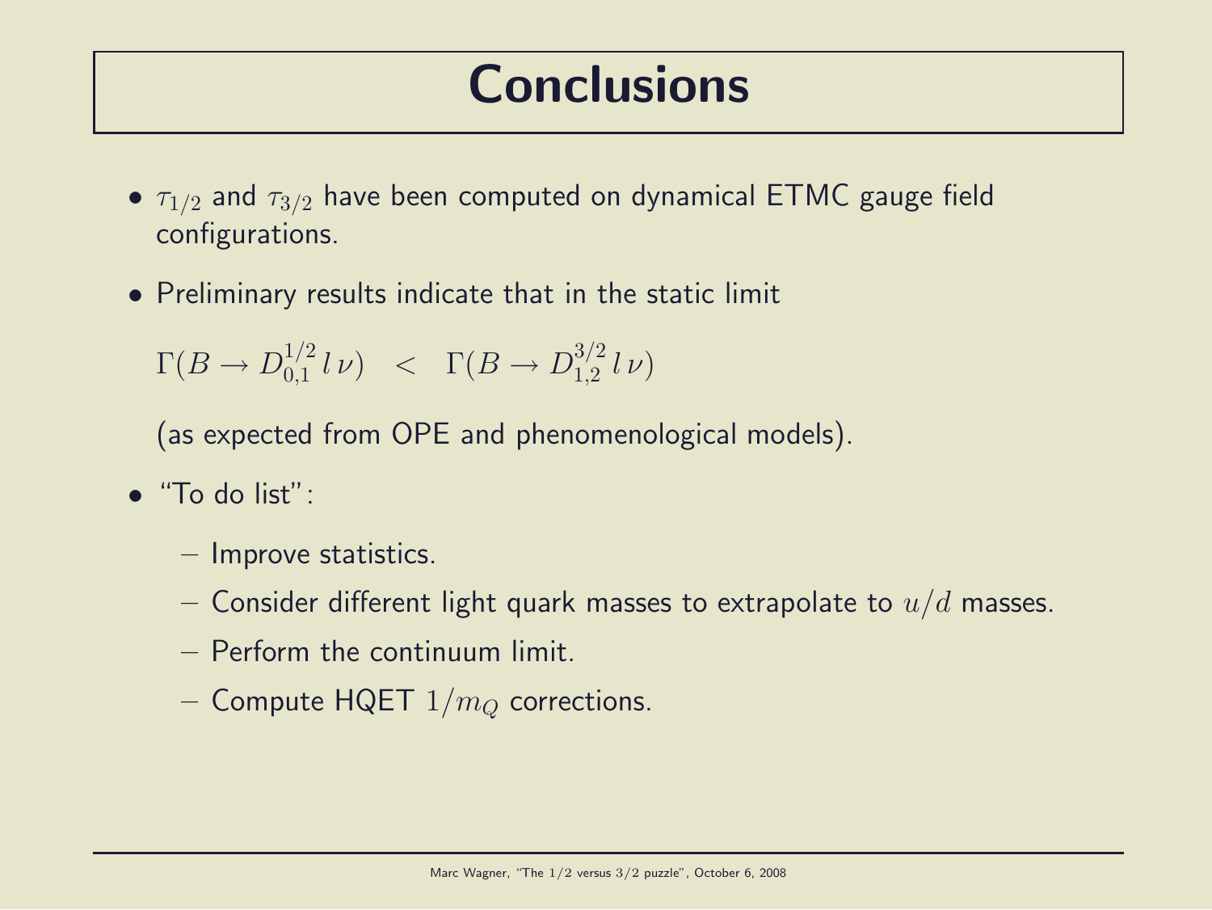# Conclusions

- $\tau_{1/2}$ and $\tau_{3/2}$ have been computed on dynamical ETMC gauge field configurations.
- Preliminary results indicate that in the static limit

  $$\Gamma(B \rightarrow D_{0,1}^{1/2}\, l\, \nu) \quad < \quad \Gamma(B \rightarrow D_{1,2}^{3/2}\, l\, \nu)$$

  (as expected from OPE and phenomenological models).
- "To do list":
  - Improve statistics.
  - Consider different light quark masses to extrapolate to $u/d$ masses.
  - Perform the continuum limit.
  - Compute HQET $1/m_Q$ corrections.